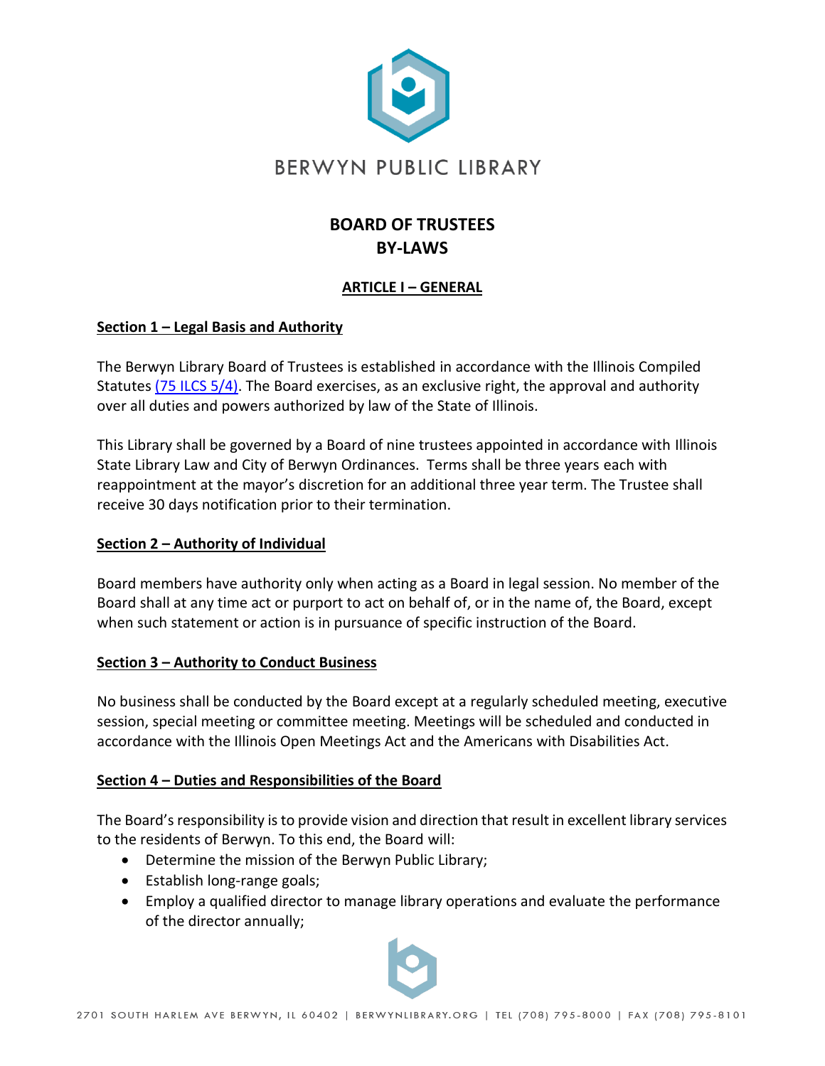BERWYN PUBLIC LIBRARY

# BOARD OF TRUSTEES
# BY-LAWS

## ARTICLE I – GENERAL

### Section 1 – Legal Basis and Authority

The Berwyn Library Board of Trustees is established in accordance with the Illinois Compiled Statutes (75 ILCS 5/4). The Board exercises, as an exclusive right, the approval and authority over all duties and powers authorized by law of the State of Illinois.

This Library shall be governed by a Board of nine trustees appointed in accordance with Illinois State Library Law and City of Berwyn Ordinances. Terms shall be three years each with reappointment at the mayor's discretion for an additional three year term. The Trustee shall receive 30 days notification prior to their termination.

### Section 2 – Authority of Individual

Board members have authority only when acting as a Board in legal session. No member of the Board shall at any time act or purport to act on behalf of, or in the name of, the Board, except when such statement or action is in pursuance of specific instruction of the Board.

### Section 3 – Authority to Conduct Business

No business shall be conducted by the Board except at a regularly scheduled meeting, executive session, special meeting or committee meeting. Meetings will be scheduled and conducted in accordance with the Illinois Open Meetings Act and the Americans with Disabilities Act.

### Section 4 – Duties and Responsibilities of the Board

The Board's responsibility is to provide vision and direction that result in excellent library services to the residents of Berwyn. To this end, the Board will:

- Determine the mission of the Berwyn Public Library;
- Establish long-range goals;
- Employ a qualified director to manage library operations and evaluate the performance of the director annually;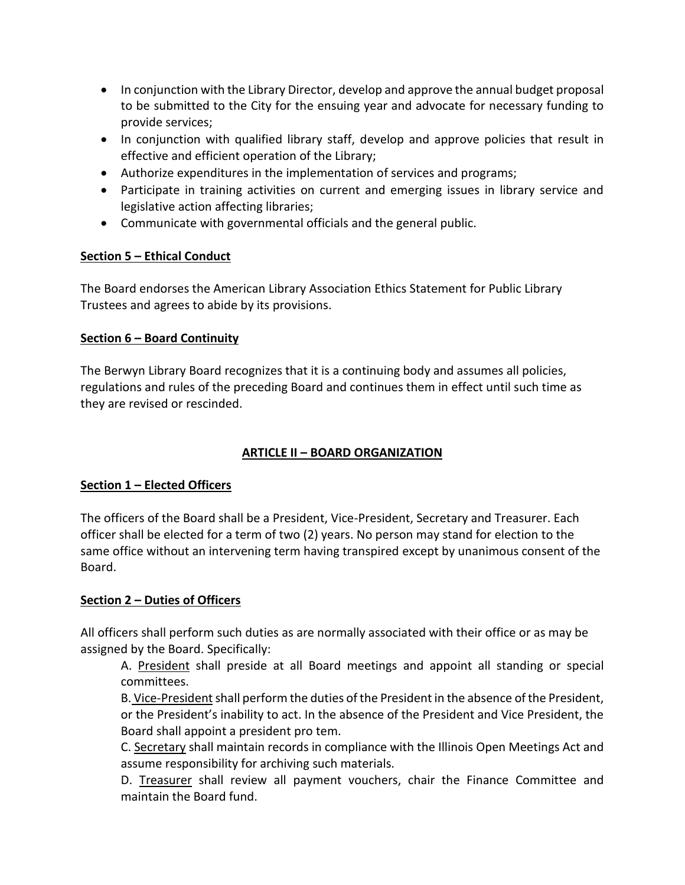- In conjunction with the Library Director, develop and approve the annual budget proposal to be submitted to the City for the ensuing year and advocate for necessary funding to provide services;
- In conjunction with qualified library staff, develop and approve policies that result in effective and efficient operation of the Library;
- Authorize expenditures in the implementation of services and programs;
- Participate in training activities on current and emerging issues in library service and legislative action affecting libraries;
- Communicate with governmental officials and the general public.

**Section 5 – Ethical Conduct**

The Board endorses the American Library Association Ethics Statement for Public Library Trustees and agrees to abide by its provisions.

**Section 6 – Board Continuity**

The Berwyn Library Board recognizes that it is a continuing body and assumes all policies, regulations and rules of the preceding Board and continues them in effect until such time as they are revised or rescinded.

## ARTICLE II – BOARD ORGANIZATION

**Section 1 – Elected Officers**

The officers of the Board shall be a President, Vice-President, Secretary and Treasurer. Each officer shall be elected for a term of two (2) years. No person may stand for election to the same office without an intervening term having transpired except by unanimous consent of the Board.

**Section 2 – Duties of Officers**

All officers shall perform such duties as are normally associated with their office or as may be assigned by the Board. Specifically:

A. President shall preside at all Board meetings and appoint all standing or special committees.

B. Vice-President shall perform the duties of the President in the absence of the President, or the President's inability to act. In the absence of the President and Vice President, the Board shall appoint a president pro tem.

C. Secretary shall maintain records in compliance with the Illinois Open Meetings Act and assume responsibility for archiving such materials.

D. Treasurer shall review all payment vouchers, chair the Finance Committee and maintain the Board fund.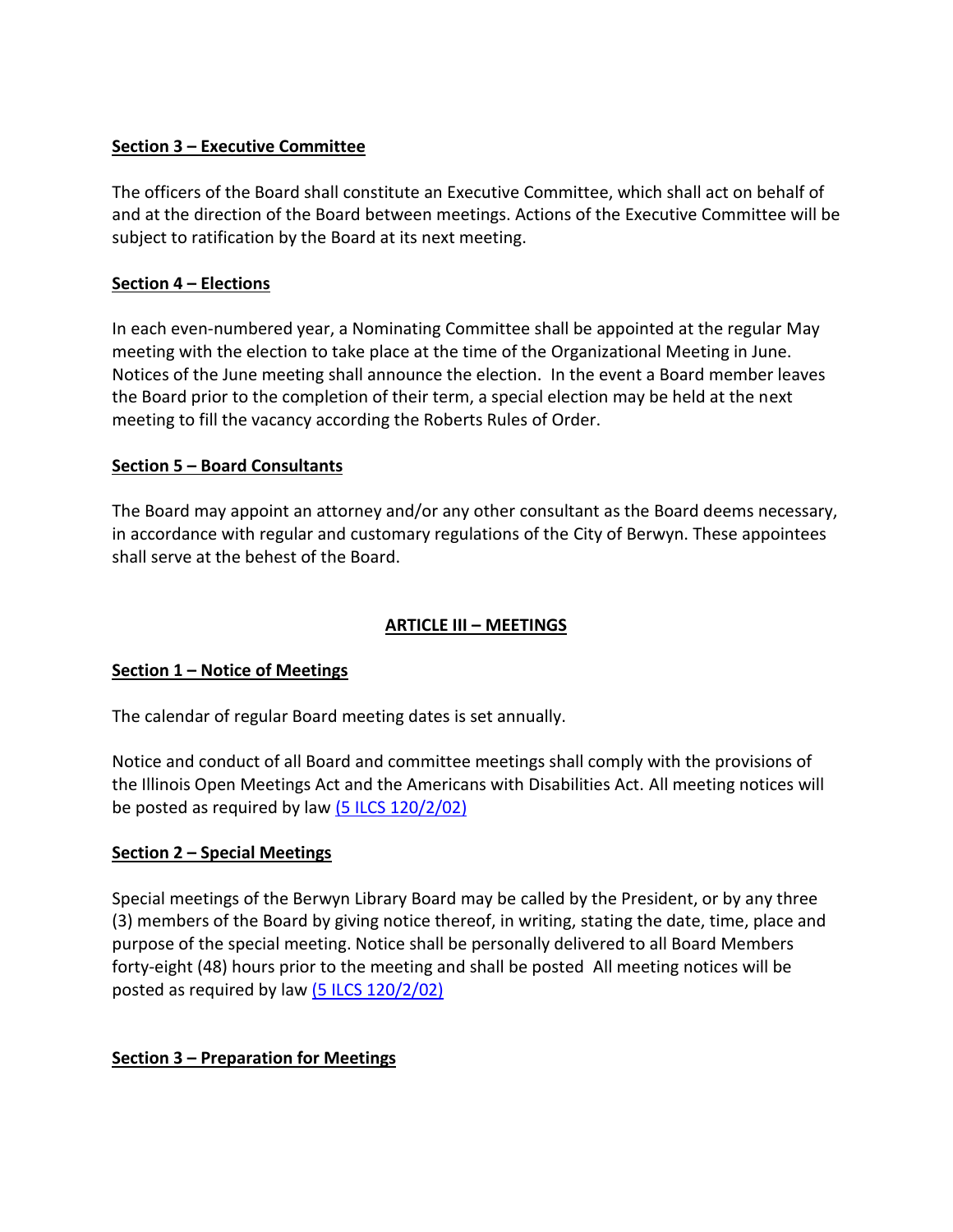**Section 3 – Executive Committee**

The officers of the Board shall constitute an Executive Committee, which shall act on behalf of and at the direction of the Board between meetings. Actions of the Executive Committee will be subject to ratification by the Board at its next meeting.

**Section 4 – Elections**

In each even-numbered year, a Nominating Committee shall be appointed at the regular May meeting with the election to take place at the time of the Organizational Meeting in June. Notices of the June meeting shall announce the election. In the event a Board member leaves the Board prior to the completion of their term, a special election may be held at the next meeting to fill the vacancy according the Roberts Rules of Order.

**Section 5 – Board Consultants**

The Board may appoint an attorney and/or any other consultant as the Board deems necessary, in accordance with regular and customary regulations of the City of Berwyn. These appointees shall serve at the behest of the Board.

## ARTICLE III – MEETINGS

**Section 1 – Notice of Meetings**

The calendar of regular Board meeting dates is set annually.

Notice and conduct of all Board and committee meetings shall comply with the provisions of the Illinois Open Meetings Act and the Americans with Disabilities Act. All meeting notices will be posted as required by law (5 ILCS 120/2/02)

**Section 2 – Special Meetings**

Special meetings of the Berwyn Library Board may be called by the President, or by any three (3) members of the Board by giving notice thereof, in writing, stating the date, time, place and purpose of the special meeting. Notice shall be personally delivered to all Board Members forty-eight (48) hours prior to the meeting and shall be posted All meeting notices will be posted as required by law (5 ILCS 120/2/02)

**Section 3 – Preparation for Meetings**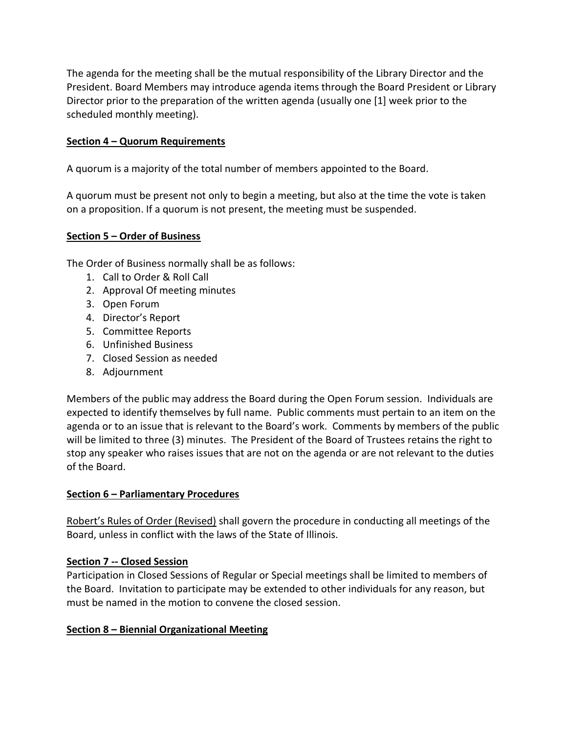The agenda for the meeting shall be the mutual responsibility of the Library Director and the President. Board Members may introduce agenda items through the Board President or Library Director prior to the preparation of the written agenda (usually one [1] week prior to the scheduled monthly meeting).

**<u>Section 4 – Quorum Requirements</u>**

A quorum is a majority of the total number of members appointed to the Board.

A quorum must be present not only to begin a meeting, but also at the time the vote is taken on a proposition. If a quorum is not present, the meeting must be suspended.

**<u>Section 5 – Order of Business</u>**

The Order of Business normally shall be as follows:

1. Call to Order & Roll Call
2. Approval Of meeting minutes
3. Open Forum
4. Director's Report
5. Committee Reports
6. Unfinished Business
7. Closed Session as needed
8. Adjournment

Members of the public may address the Board during the Open Forum session. Individuals are expected to identify themselves by full name. Public comments must pertain to an item on the agenda or to an issue that is relevant to the Board's work. Comments by members of the public will be limited to three (3) minutes. The President of the Board of Trustees retains the right to stop any speaker who raises issues that are not on the agenda or are not relevant to the duties of the Board.

**<u>Section 6 – Parliamentary Procedures</u>**

<u>Robert's Rules of Order (Revised)</u> shall govern the procedure in conducting all meetings of the Board, unless in conflict with the laws of the State of Illinois.

**<u>Section 7 -- Closed Session</u>**

Participation in Closed Sessions of Regular or Special meetings shall be limited to members of the Board. Invitation to participate may be extended to other individuals for any reason, but must be named in the motion to convene the closed session.

**<u>Section 8 – Biennial Organizational Meeting</u>**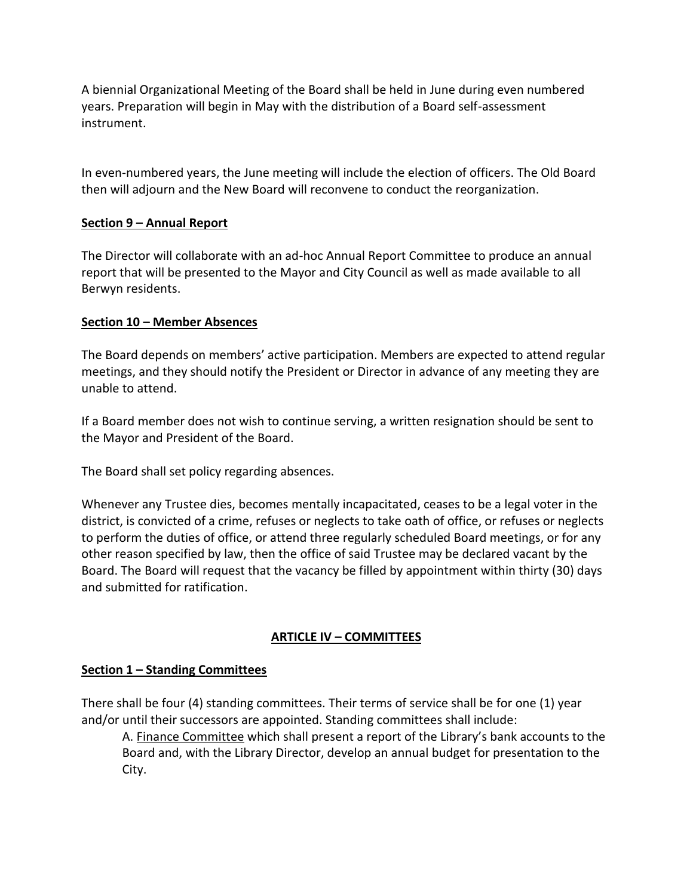A biennial Organizational Meeting of the Board shall be held in June during even numbered years. Preparation will begin in May with the distribution of a Board self-assessment instrument.

In even-numbered years, the June meeting will include the election of officers. The Old Board then will adjourn and the New Board will reconvene to conduct the reorganization.

### Section 9 – Annual Report

The Director will collaborate with an ad-hoc Annual Report Committee to produce an annual report that will be presented to the Mayor and City Council as well as made available to all Berwyn residents.

### Section 10 – Member Absences

The Board depends on members' active participation. Members are expected to attend regular meetings, and they should notify the President or Director in advance of any meeting they are unable to attend.

If a Board member does not wish to continue serving, a written resignation should be sent to the Mayor and President of the Board.

The Board shall set policy regarding absences.

Whenever any Trustee dies, becomes mentally incapacitated, ceases to be a legal voter in the district, is convicted of a crime, refuses or neglects to take oath of office, or refuses or neglects to perform the duties of office, or attend three regularly scheduled Board meetings, or for any other reason specified by law, then the office of said Trustee may be declared vacant by the Board. The Board will request that the vacancy be filled by appointment within thirty (30) days and submitted for ratification.

## ARTICLE IV – COMMITTEES

### Section 1 – Standing Committees

There shall be four (4) standing committees. Their terms of service shall be for one (1) year and/or until their successors are appointed. Standing committees shall include:

A. Finance Committee which shall present a report of the Library's bank accounts to the Board and, with the Library Director, develop an annual budget for presentation to the City.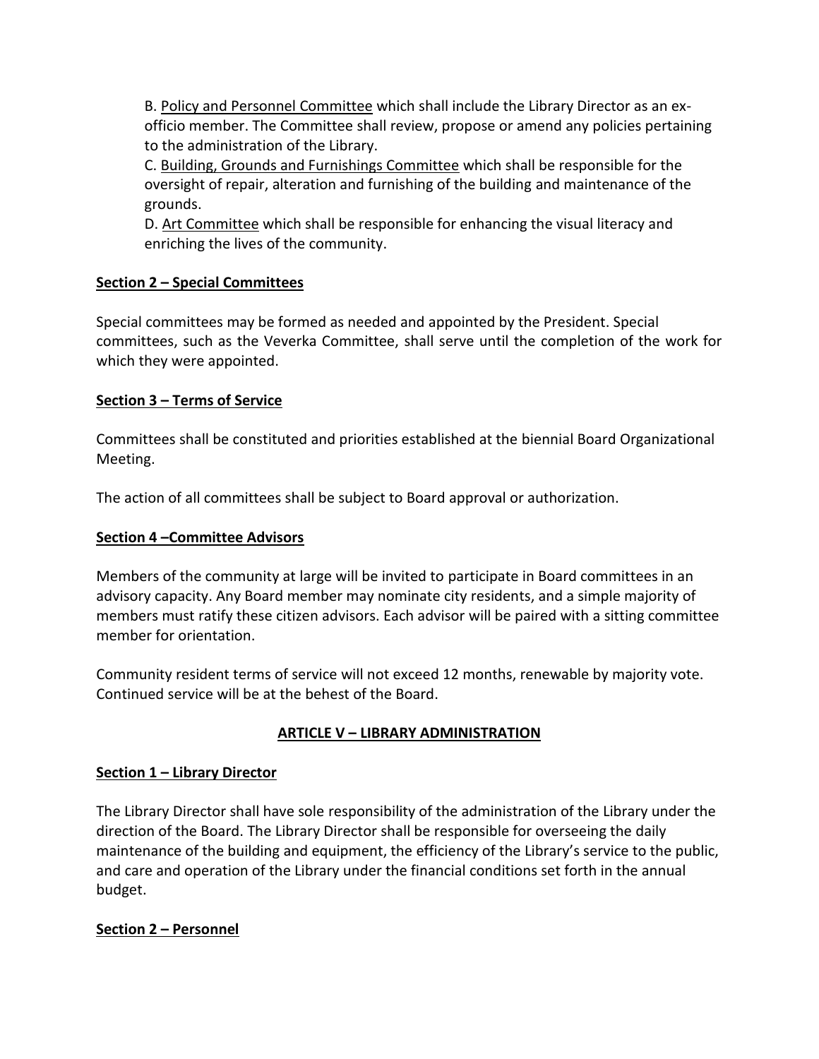B. <u>Policy and Personnel Committee</u> which shall include the Library Director as an ex-officio member. The Committee shall review, propose or amend any policies pertaining to the administration of the Library.

C. <u>Building, Grounds and Furnishings Committee</u> which shall be responsible for the oversight of repair, alteration and furnishing of the building and maintenance of the grounds.

D. <u>Art Committee</u> which shall be responsible for enhancing the visual literacy and enriching the lives of the community.

**Section 2 – Special Committees**

Special committees may be formed as needed and appointed by the President. Special committees, such as the Veverka Committee, shall serve until the completion of the work for which they were appointed.

**Section 3 – Terms of Service**

Committees shall be constituted and priorities established at the biennial Board Organizational Meeting.

The action of all committees shall be subject to Board approval or authorization.

**Section 4 –Committee Advisors**

Members of the community at large will be invited to participate in Board committees in an advisory capacity. Any Board member may nominate city residents, and a simple majority of members must ratify these citizen advisors. Each advisor will be paired with a sitting committee member for orientation.

Community resident terms of service will not exceed 12 months, renewable by majority vote. Continued service will be at the behest of the Board.

## ARTICLE V – LIBRARY ADMINISTRATION

**Section 1 – Library Director**

The Library Director shall have sole responsibility of the administration of the Library under the direction of the Board. The Library Director shall be responsible for overseeing the daily maintenance of the building and equipment, the efficiency of the Library's service to the public, and care and operation of the Library under the financial conditions set forth in the annual budget.

**Section 2 – Personnel**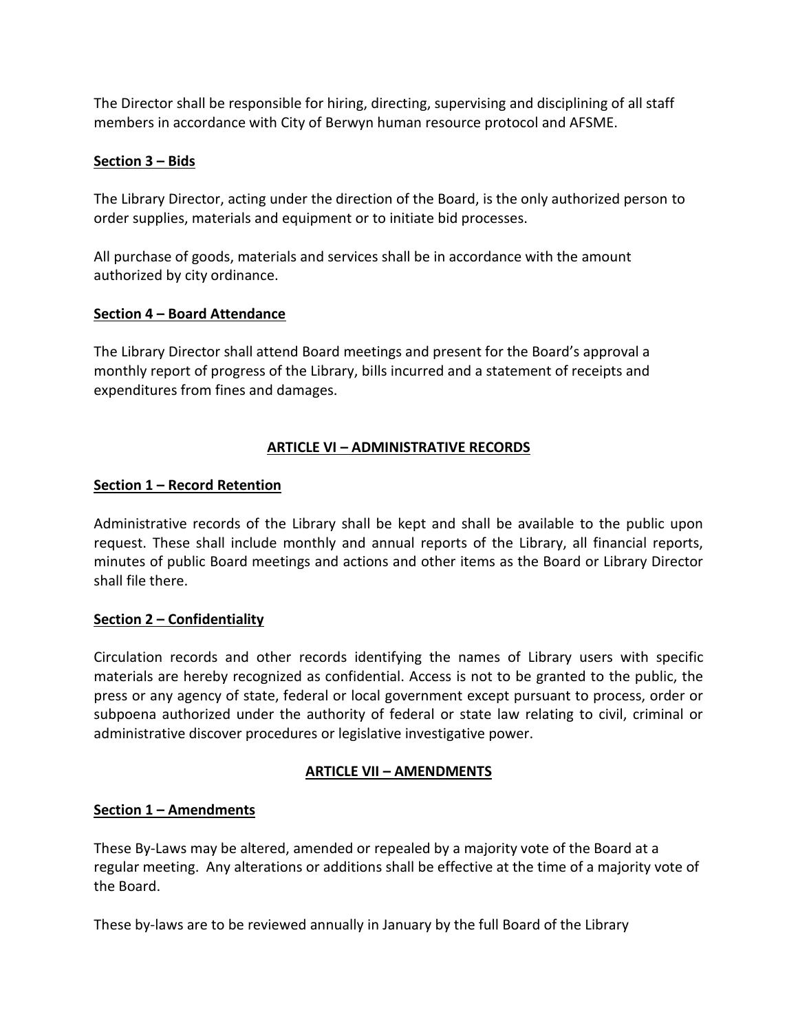The Director shall be responsible for hiring, directing, supervising and disciplining of all staff members in accordance with City of Berwyn human resource protocol and AFSME.

**Section 3 – Bids**

The Library Director, acting under the direction of the Board, is the only authorized person to order supplies, materials and equipment or to initiate bid processes.

All purchase of goods, materials and services shall be in accordance with the amount authorized by city ordinance.

**Section 4 – Board Attendance**

The Library Director shall attend Board meetings and present for the Board's approval a monthly report of progress of the Library, bills incurred and a statement of receipts and expenditures from fines and damages.

## ARTICLE VI – ADMINISTRATIVE RECORDS

**Section 1 – Record Retention**

Administrative records of the Library shall be kept and shall be available to the public upon request. These shall include monthly and annual reports of the Library, all financial reports, minutes of public Board meetings and actions and other items as the Board or Library Director shall file there.

**Section 2 – Confidentiality**

Circulation records and other records identifying the names of Library users with specific materials are hereby recognized as confidential. Access is not to be granted to the public, the press or any agency of state, federal or local government except pursuant to process, order or subpoena authorized under the authority of federal or state law relating to civil, criminal or administrative discover procedures or legislative investigative power.

## ARTICLE VII – AMENDMENTS

**Section 1 – Amendments**

These By-Laws may be altered, amended or repealed by a majority vote of the Board at a regular meeting. Any alterations or additions shall be effective at the time of a majority vote of the Board.

These by-laws are to be reviewed annually in January by the full Board of the Library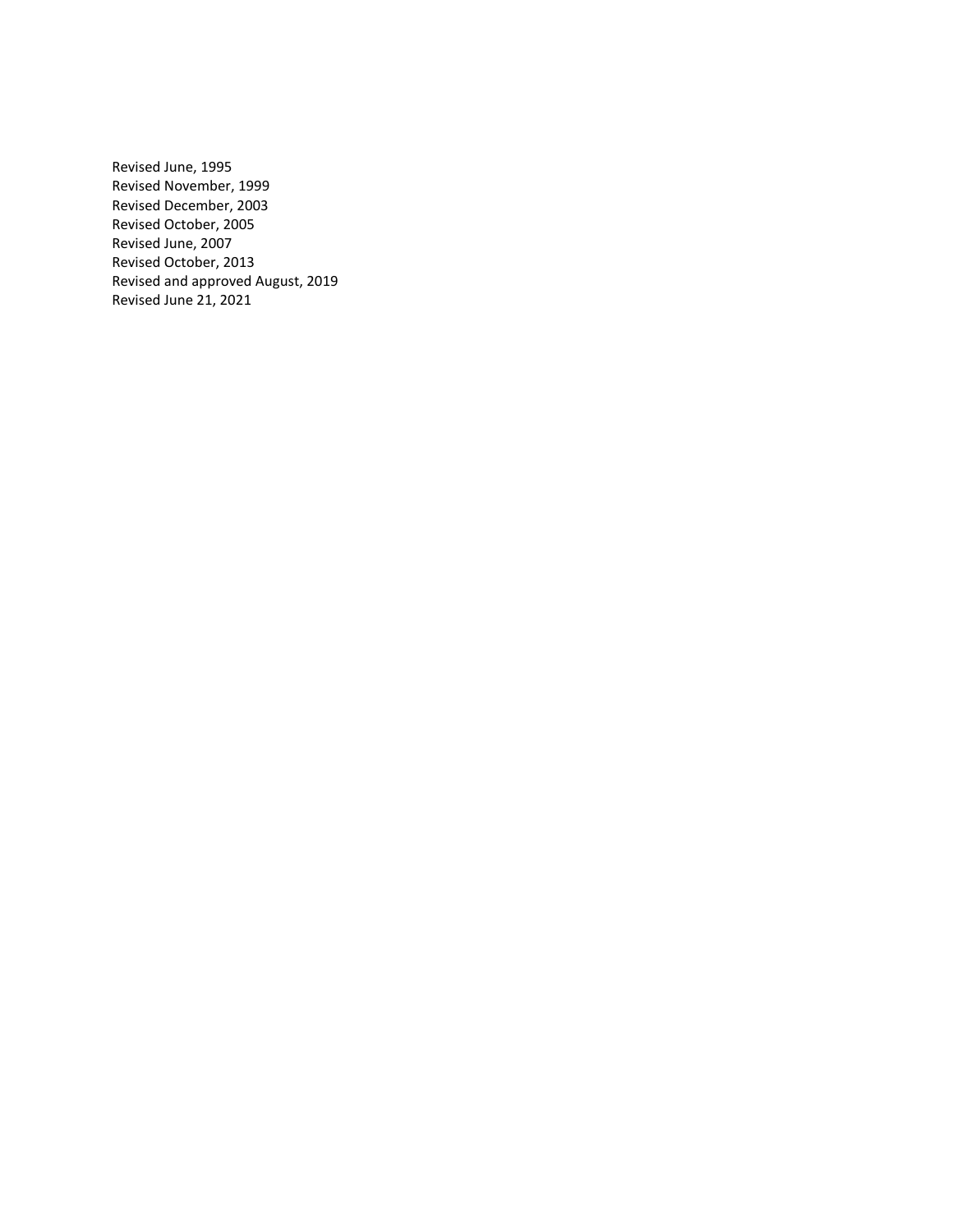Revised June, 1995
Revised November, 1999
Revised December, 2003
Revised October, 2005
Revised June, 2007
Revised October, 2013
Revised and approved August, 2019
Revised June 21, 2021